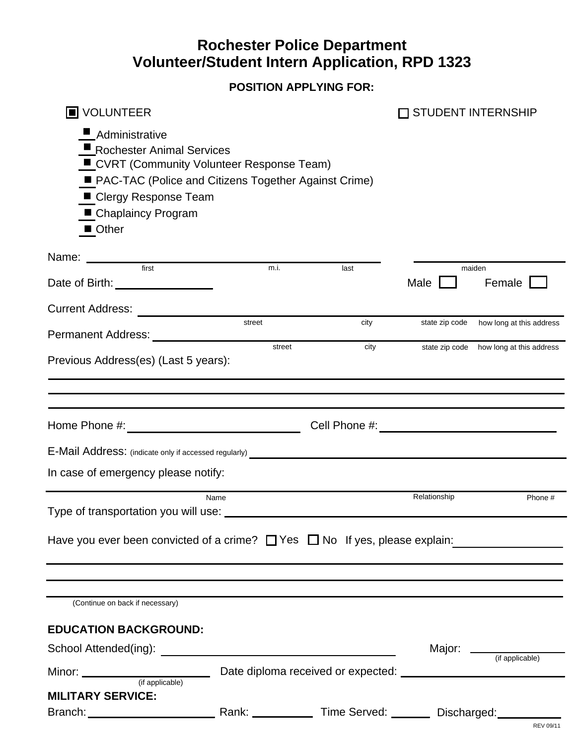# Rochester Police Department
# Volunteer/Student Intern Application, RPD 1323

**POSITION APPLYING FOR:**

- [x] VOLUNTEER
  - [x] Administrative
  - [x] Rochester Animal Services
  - [x] CVRT (Community Volunteer Response Team)
  - [x] PAC-TAC (Police and Citizens Together Against Crime)
  - [x] Clergy Response Team
  - [x] Chaplaincy Program
  - [x] Other
- [ ] STUDENT INTERNSHIP

Name: ______________________________ ______________
first m.i. last maiden

Date of Birth: ______________ Male ☐ Female ☐

Current Address: ____________________________________________
street city state zip code how long at this address

Permanent Address: __________________________________________
street city state zip code how long at this address

Previous Address(es) (Last 5 years):

______________________________________________________________

______________________________________________________________

______________________________________________________________

Home Phone #: ______________________ Cell Phone #: ______________________

E-Mail Address: (indicate only if accessed regularly) ______________________

In case of emergency please notify:

______________________________________________________________
Name Relationship Phone #

Type of transportation you will use: ______________________

Have you ever been convicted of a crime? ☐ Yes ☐ No If yes, please explain: ______________

______________________________________________________________

______________________________________________________________

______________________________________________________________

(Continue on back if necessary)

**EDUCATION BACKGROUND:**

School Attended(ing): ______________________ Major: ______________ (if applicable)

Minor: ______________ (if applicable) Date diploma received or expected: ______________

**MILITARY SERVICE:**

Branch: ______________ Rank: __________ Time Served: ______ Discharged: __________

REV 09/11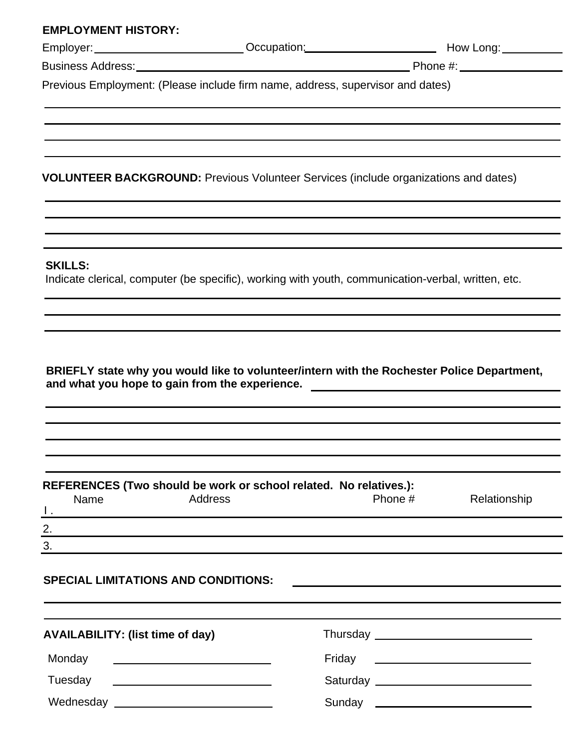**EMPLOYMENT HISTORY:**

Employer: \_\_\_\_\_\_\_\_\_\_\_\_\_\_\_\_\_\_\_\_ Occupation: \_\_\_\_\_\_\_\_\_\_\_\_\_\_\_\_\_\_\_\_ How Long: \_\_\_\_\_\_\_\_\_\_

Business Address: \_\_\_\_\_\_\_\_\_\_\_\_\_\_\_\_\_\_\_\_\_\_\_\_\_\_\_\_\_\_\_\_\_\_\_\_\_\_\_\_ Phone #: \_\_\_\_\_\_\_\_\_\_\_\_\_\_\_\_

Previous Employment: (Please include firm name, address, supervisor and dates)

\_\_\_\_\_\_\_\_\_\_\_\_\_\_\_\_\_\_\_\_\_\_\_\_\_\_\_\_\_\_\_\_\_\_\_\_\_\_\_\_\_\_\_\_\_\_\_\_\_\_\_\_\_\_\_\_\_\_\_\_\_\_\_\_\_\_\_\_\_\_\_\_\_\_\_\_

\_\_\_\_\_\_\_\_\_\_\_\_\_\_\_\_\_\_\_\_\_\_\_\_\_\_\_\_\_\_\_\_\_\_\_\_\_\_\_\_\_\_\_\_\_\_\_\_\_\_\_\_\_\_\_\_\_\_\_\_\_\_\_\_\_\_\_\_\_\_\_\_\_\_\_\_

\_\_\_\_\_\_\_\_\_\_\_\_\_\_\_\_\_\_\_\_\_\_\_\_\_\_\_\_\_\_\_\_\_\_\_\_\_\_\_\_\_\_\_\_\_\_\_\_\_\_\_\_\_\_\_\_\_\_\_\_\_\_\_\_\_\_\_\_\_\_\_\_\_\_\_\_

\_\_\_\_\_\_\_\_\_\_\_\_\_\_\_\_\_\_\_\_\_\_\_\_\_\_\_\_\_\_\_\_\_\_\_\_\_\_\_\_\_\_\_\_\_\_\_\_\_\_\_\_\_\_\_\_\_\_\_\_\_\_\_\_\_\_\_\_\_\_\_\_\_\_\_\_

**VOLUNTEER BACKGROUND:** Previous Volunteer Services (include organizations and dates)

\_\_\_\_\_\_\_\_\_\_\_\_\_\_\_\_\_\_\_\_\_\_\_\_\_\_\_\_\_\_\_\_\_\_\_\_\_\_\_\_\_\_\_\_\_\_\_\_\_\_\_\_\_\_\_\_\_\_\_\_\_\_\_\_\_\_\_\_\_\_\_\_\_\_\_\_

\_\_\_\_\_\_\_\_\_\_\_\_\_\_\_\_\_\_\_\_\_\_\_\_\_\_\_\_\_\_\_\_\_\_\_\_\_\_\_\_\_\_\_\_\_\_\_\_\_\_\_\_\_\_\_\_\_\_\_\_\_\_\_\_\_\_\_\_\_\_\_\_\_\_\_\_

\_\_\_\_\_\_\_\_\_\_\_\_\_\_\_\_\_\_\_\_\_\_\_\_\_\_\_\_\_\_\_\_\_\_\_\_\_\_\_\_\_\_\_\_\_\_\_\_\_\_\_\_\_\_\_\_\_\_\_\_\_\_\_\_\_\_\_\_\_\_\_\_\_\_\_\_

\_\_\_\_\_\_\_\_\_\_\_\_\_\_\_\_\_\_\_\_\_\_\_\_\_\_\_\_\_\_\_\_\_\_\_\_\_\_\_\_\_\_\_\_\_\_\_\_\_\_\_\_\_\_\_\_\_\_\_\_\_\_\_\_\_\_\_\_\_\_\_\_\_\_\_\_

**SKILLS:**

Indicate clerical, computer (be specific), working with youth, communication-verbal, written, etc.

\_\_\_\_\_\_\_\_\_\_\_\_\_\_\_\_\_\_\_\_\_\_\_\_\_\_\_\_\_\_\_\_\_\_\_\_\_\_\_\_\_\_\_\_\_\_\_\_\_\_\_\_\_\_\_\_\_\_\_\_\_\_\_\_\_\_\_\_\_\_\_\_\_\_\_\_

\_\_\_\_\_\_\_\_\_\_\_\_\_\_\_\_\_\_\_\_\_\_\_\_\_\_\_\_\_\_\_\_\_\_\_\_\_\_\_\_\_\_\_\_\_\_\_\_\_\_\_\_\_\_\_\_\_\_\_\_\_\_\_\_\_\_\_\_\_\_\_\_\_\_\_\_

\_\_\_\_\_\_\_\_\_\_\_\_\_\_\_\_\_\_\_\_\_\_\_\_\_\_\_\_\_\_\_\_\_\_\_\_\_\_\_\_\_\_\_\_\_\_\_\_\_\_\_\_\_\_\_\_\_\_\_\_\_\_\_\_\_\_\_\_\_\_\_\_\_\_\_\_

**BRIEFLY state why you would like to volunteer/intern with the Rochester Police Department, and what you hope to gain from the experience.** \_\_\_\_\_\_\_\_\_\_\_\_\_\_\_\_\_\_\_\_\_\_\_\_\_\_\_\_

\_\_\_\_\_\_\_\_\_\_\_\_\_\_\_\_\_\_\_\_\_\_\_\_\_\_\_\_\_\_\_\_\_\_\_\_\_\_\_\_\_\_\_\_\_\_\_\_\_\_\_\_\_\_\_\_\_\_\_\_\_\_\_\_\_\_\_\_\_\_\_\_\_\_\_\_

\_\_\_\_\_\_\_\_\_\_\_\_\_\_\_\_\_\_\_\_\_\_\_\_\_\_\_\_\_\_\_\_\_\_\_\_\_\_\_\_\_\_\_\_\_\_\_\_\_\_\_\_\_\_\_\_\_\_\_\_\_\_\_\_\_\_\_\_\_\_\_\_\_\_\_\_

\_\_\_\_\_\_\_\_\_\_\_\_\_\_\_\_\_\_\_\_\_\_\_\_\_\_\_\_\_\_\_\_\_\_\_\_\_\_\_\_\_\_\_\_\_\_\_\_\_\_\_\_\_\_\_\_\_\_\_\_\_\_\_\_\_\_\_\_\_\_\_\_\_\_\_\_

\_\_\_\_\_\_\_\_\_\_\_\_\_\_\_\_\_\_\_\_\_\_\_\_\_\_\_\_\_\_\_\_\_\_\_\_\_\_\_\_\_\_\_\_\_\_\_\_\_\_\_\_\_\_\_\_\_\_\_\_\_\_\_\_\_\_\_\_\_\_\_\_\_\_\_\_

\_\_\_\_\_\_\_\_\_\_\_\_\_\_\_\_\_\_\_\_\_\_\_\_\_\_\_\_\_\_\_\_\_\_\_\_\_\_\_\_\_\_\_\_\_\_\_\_\_\_\_\_\_\_\_\_\_\_\_\_\_\_\_\_\_\_\_\_\_\_\_\_\_\_\_\_

**REFERENCES (Two should be work or school related. No relatives.):**

| | Name | Address | Phone # | Relationship |
|---|---|---|---|---|
| 1. | | | | |
| 2. | | | | |
| 3. | | | | |

**SPECIAL LIMITATIONS AND CONDITIONS:** \_\_\_\_\_\_\_\_\_\_\_\_\_\_\_\_\_\_\_\_\_\_\_\_\_\_\_\_

\_\_\_\_\_\_\_\_\_\_\_\_\_\_\_\_\_\_\_\_\_\_\_\_\_\_\_\_\_\_\_\_\_\_\_\_\_\_\_\_\_\_\_\_\_\_\_\_\_\_\_\_\_\_\_\_\_\_\_\_\_\_\_\_\_\_\_\_\_\_\_\_\_\_\_\_

\_\_\_\_\_\_\_\_\_\_\_\_\_\_\_\_\_\_\_\_\_\_\_\_\_\_\_\_\_\_\_\_\_\_\_\_\_\_\_\_\_\_\_\_\_\_\_\_\_\_\_\_\_\_\_\_\_\_\_\_\_\_\_\_\_\_\_\_\_\_\_\_\_\_\_\_

**AVAILABILITY: (list time of day)**

Monday \_\_\_\_\_\_\_\_\_\_\_\_\_\_\_\_\_\_\_\_

Tuesday \_\_\_\_\_\_\_\_\_\_\_\_\_\_\_\_\_\_\_\_

Wednesday \_\_\_\_\_\_\_\_\_\_\_\_\_\_\_\_\_\_\_\_

Thursday \_\_\_\_\_\_\_\_\_\_\_\_\_\_\_\_\_\_\_\_

Friday \_\_\_\_\_\_\_\_\_\_\_\_\_\_\_\_\_\_\_\_

Saturday \_\_\_\_\_\_\_\_\_\_\_\_\_\_\_\_\_\_\_\_

Sunday \_\_\_\_\_\_\_\_\_\_\_\_\_\_\_\_\_\_\_\_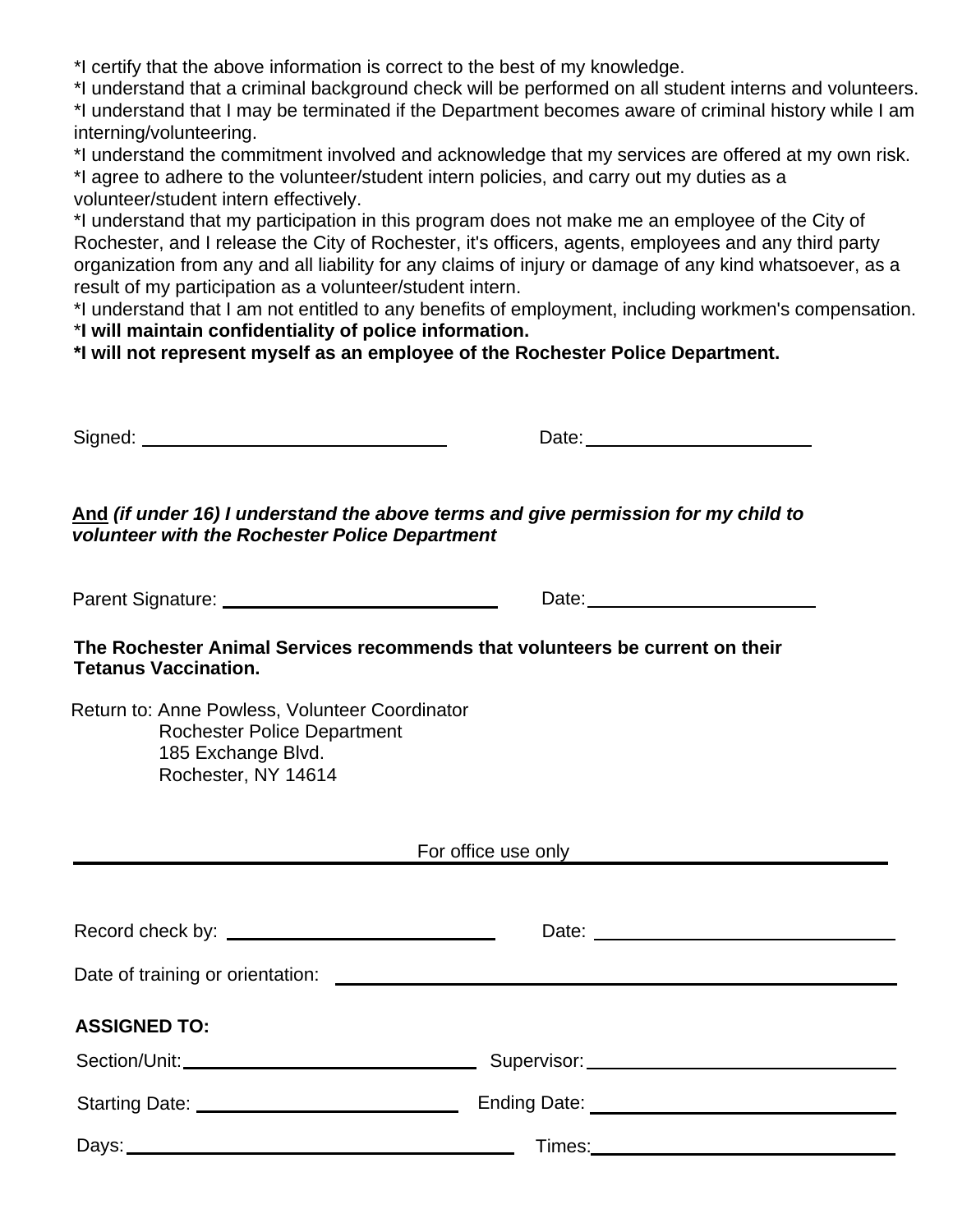*I certify that the above information is correct to the best of my knowledge.

*I understand that a criminal background check will be performed on all student interns and volunteers.

*I understand that I may be terminated if the Department becomes aware of criminal history while I am interning/volunteering.

*I understand the commitment involved and acknowledge that my services are offered at my own risk.

*I agree to adhere to the volunteer/student intern policies, and carry out my duties as a volunteer/student intern effectively.

*I understand that my participation in this program does not make me an employee of the City of Rochester, and I release the City of Rochester, it's officers, agents, employees and any third party organization from any and all liability for any claims of injury or damage of any kind whatsoever, as a result of my participation as a volunteer/student intern.

*I understand that I am not entitled to any benefits of employment, including workmen's compensation.

***I will maintain confidentiality of police information.**

***I will not represent myself as an employee of the Rochester Police Department.**

Signed: ______________________________ Date: ______________________

**And** ***(if under 16) I understand the above terms and give permission for my child to volunteer with the Rochester Police Department***

Parent Signature: ____________________________ Date: ______________________

**The Rochester Animal Services recommends that volunteers be current on their Tetanus Vaccination.**

Return to: Anne Powless, Volunteer Coordinator
Rochester Police Department
185 Exchange Blvd.
Rochester, NY 14614

For office use only

Record check by: ____________________________ Date: ______________________________

Date of training or orientation: ____________________________________________________

**ASSIGNED TO:**

Section/Unit: ______________________________ Supervisor: ______________________________

Starting Date: ____________________________ Ending Date: ______________________________

Days: ________________________________________ Times: ________________________________